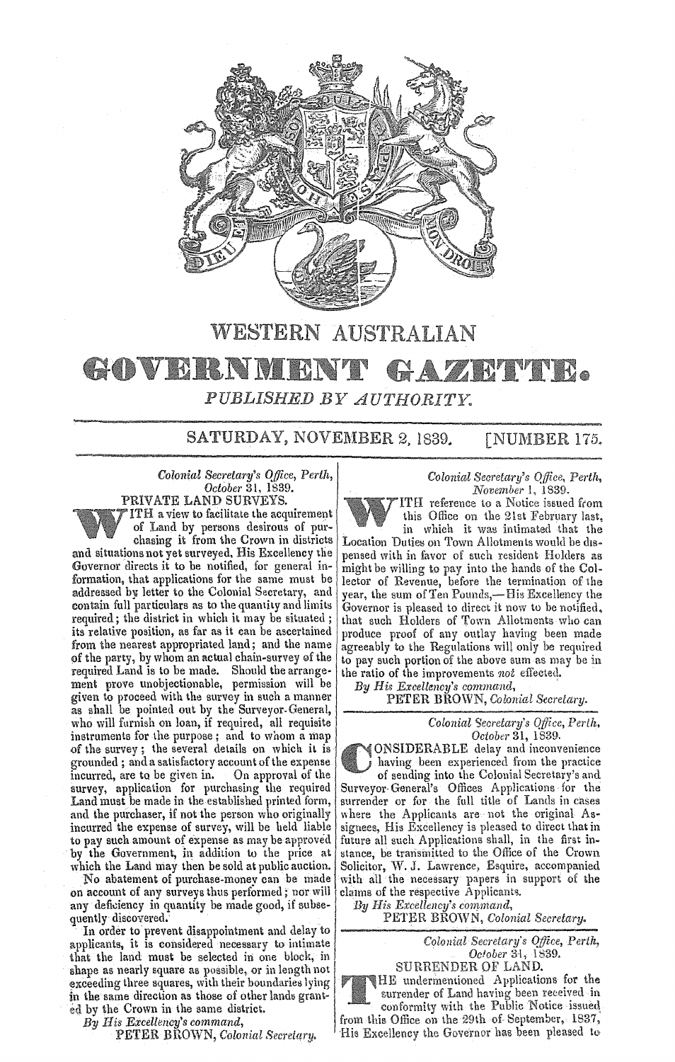# WESTERN AUSTRALIAN

# GOVERNMENT GAZETTE.

*PUBLISHED BY AUTHORITY.*

SATURDAY, NOVEMBER 2, 1839. [NUMBER 175.

---

*Colonial Secretary's Office, Perth,*
*October 31, 1839.*

### PRIVATE LAND SURVEYS.

WITH a view to facilitate the acquirement of Land by persons desirous of purchasing it from the Crown in districts and situations not yet surveyed, His Excellency the Governor directs it to be notified, for general information, that applications for the same must be addressed by letter to the Colonial Secretary, and contain full particulars as to the quantity and limits required; the district in which it may be situated; its relative position, as far as it can be ascertained from the nearest appropriated land; and the name of the party, by whom an actual chain-survey of the required Land is to be made. Should the arrangement prove unobjectionable, permission will be given to proceed with the survey in such a manner as shall be pointed out by the Surveyor-General, who will furnish on loan, if required, all requisite instruments for the purpose; and to whom a map of the survey; the several details on which it is grounded; and a satisfactory account of the expense incurred, are to be given in. On approval of the survey, application for purchasing the required Land must be made in the established printed form, and the purchaser, if not the person who originally incurred the expense of survey, will be held liable to pay such amount of expense as may be approved by the Government, in addition to the price at which the Land may then be sold at public auction.

No abatement of purchase-money can be made on account of any surveys thus performed; nor will any deficiency in quantity be made good, if subsequently discovered.

In order to prevent disappointment and delay to applicants, it is considered necessary to intimate that the land must be selected in one block, in shape as nearly square as possible, or in length not exceeding three squares, with their boundaries lying in the same direction as those of other lands granted by the Crown in the same district.

*By His Excellency's command,*
PETER BROWN, *Colonial Secretary.*

---

*Colonial Secretary's Office, Perth,*
*November 1, 1839.*

WITH reference to a Notice issued from this Office on the 21st February last, in which it was intimated that the Location Duties on Town Allotments would be dispensed with in favor of such resident Holders as might be willing to pay into the hands of the Collector of Revenue, before the termination of the year, the sum of Ten Pounds,—His Excellency the Governor is pleased to direct it now to be notified, that such Holders of Town Allotments who can produce proof of any outlay having been made agreeably to the Regulations will only be required to pay such portion of the above sum as may be in the ratio of the improvements *not* effected.

*By His Excellency's command,*
PETER BROWN, *Colonial Secretary.*

---

*Colonial Secretary's Office, Perth,*
*October 31, 1839.*

CONSIDERABLE delay and inconvenience having been experienced from the practice of sending into the Colonial Secretary's and Surveyor-General's Offices Applications for the surrender or for the full title of Lands in cases where the Applicants are not the original Assignees, His Excellency is pleased to direct that in future all such Applications shall, in the first instance, be transmitted to the Office of the Crown Solicitor, W. J. Lawrence, Esquire, accompanied with all the necessary papers in support of the claims of the respective Applicants.

*By His Excellency's command,*
PETER BROWN, *Colonial Secretary.*

---

*Colonial Secretary's Office, Perth,*
*October 31, 1839.*

### SURRENDER OF LAND.

THE undermentioned Applications for the surrender of Land having been received in conformity with the Public Notice issued from this Office on the 29th of September, 1837, His Excellency the Governor has been pleased to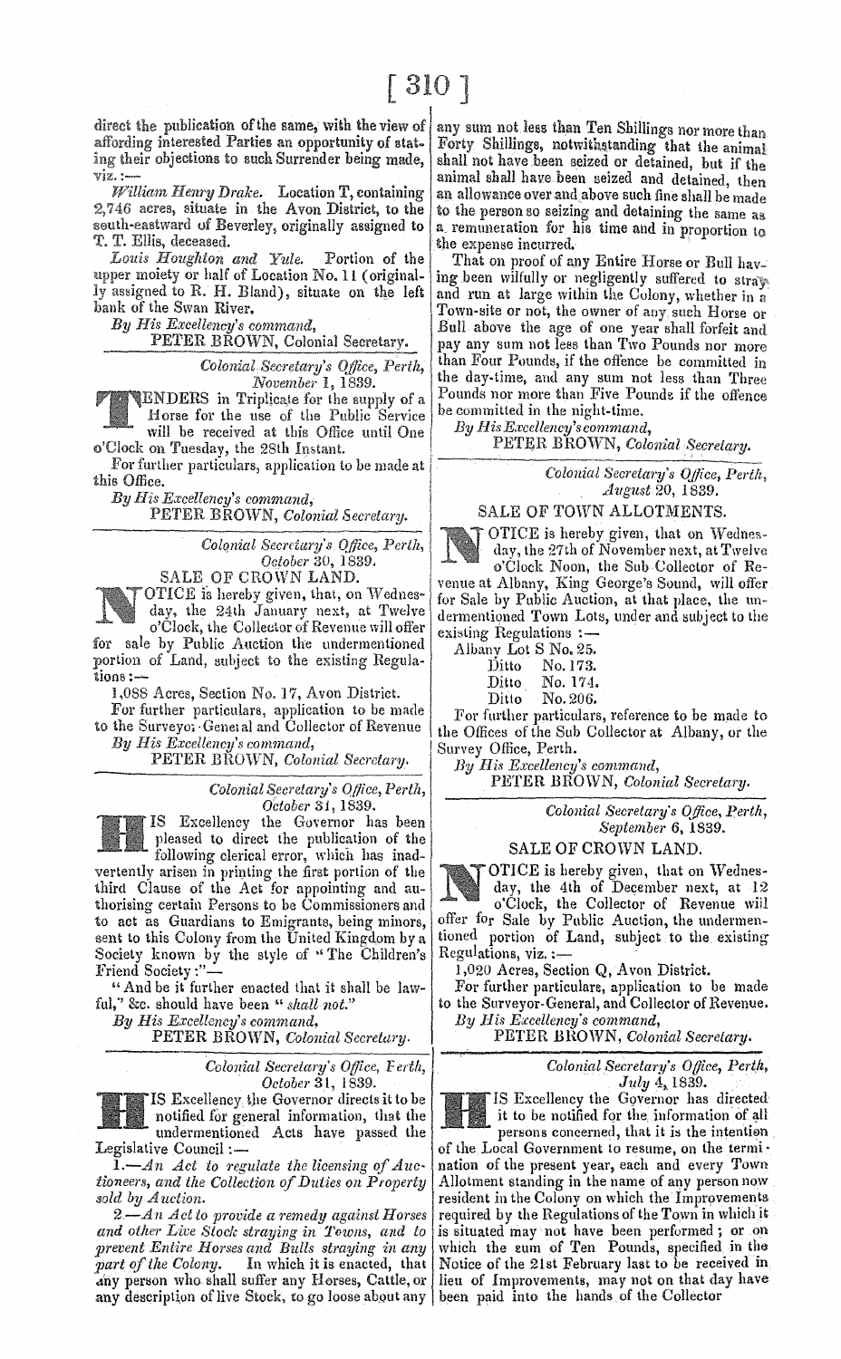direct the publication of the same, with the view of affording interested Parties an opportunity of stating their objections to such Surrender being made, viz.:—

*William Henry Drake.* Location T, containing 2,746 acres, situate in the Avon District, to the south-eastward of Beverley, originally assigned to T. T. Ellis, deceased.

*Louis Houghton and Yule.* Portion of the upper moiety or half of Location No. 11 (originally assigned to R. H. Bland), situate on the left bank of the Swan River.

*By His Excellency's command,*
PETER BROWN, Colonial Secretary.

---

*Colonial Secretary's Office, Perth, November 1, 1839.*

TENDERS in Triplicate for the supply of a Horse for the use of the Public Service will be received at this Office until One o'Clock on Tuesday, the 28th Instant.

For further particulars, application to be made at this Office.

*By His Excellency's command,*
PETER BROWN, *Colonial Secretary.*

---

*Colonial Secretary's Office, Perth, October 30, 1839.*

## SALE OF CROWN LAND.

NOTICE is hereby given, that, on Wednesday, the 24th January next, at Twelve o'Clock, the Collector of Revenue will offer for sale by Public Auction the undermentioned portion of Land, subject to the existing Regulations:—

1,088 Acres, Section No. 17, Avon District.

For further particulars, application to be made to the Surveyor-General and Collector of Revenue

*By His Excellency's command,*
PETER BROWN, *Colonial Secretary.*

---

*Colonial Secretary's Office, Perth, October 31, 1839.*

HIS Excellency the Governor has been pleased to direct the publication of the following clerical error, which has inadvertently arisen in printing the first portion of the third Clause of the Act for appointing and authorising certain Persons to be Commissioners and to act as Guardians to Emigrants, being minors, sent to this Colony from the United Kingdom by a Society known by the style of "The Children's Friend Society:"—

"And be it further enacted that it shall be lawful," &c. should have been "*shall not.*"

*By His Excellency's command,*
PETER BROWN, *Colonial Secretary.*

---

*Colonial Secretary's Office, Perth, October 31, 1839.*

HIS Excellency the Governor directs it to be notified for general information, that the undermentioned Acts have passed the Legislative Council:—

1.—*An Act to regulate the licensing of Auctioneers, and the Collection of Duties on Property sold by Auction.*

2.—*An Act to provide a remedy against Horses and other Live Stock straying in Towns, and to prevent Entire Horses and Bulls straying in any part of the Colony.* In which it is enacted, that any person who shall suffer any Horses, Cattle, or any description of live Stock, to go loose about any any sum not less than Ten Shillings nor more than Forty Shillings, notwithstanding that the animal shall not have been seized or detained, but if the animal shall have been seized and detained, then an allowance over and above such fine shall be made to the person so seizing and detaining the same as a remuneration for his time and in proportion to the expense incurred.

That on proof of any Entire Horse or Bull having been wilfully or negligently suffered to stray and run at large within the Colony, whether in a Town-site or not, the owner of any such Horse or Bull above the age of one year shall forfeit and pay any sum not less than Two Pounds nor more than Four Pounds, if the offence be committed in the day-time, and any sum not less than Three Pounds nor more than Five Pounds if the offence be committed in the night-time.

*By His Excellency's command,*
PETER BROWN, *Colonial Secretary.*

---

*Colonial Secretary's Office, Perth, August 20, 1839.*

## SALE OF TOWN ALLOTMENTS.

NOTICE is hereby given, that on Wednesday, the 27th of November next, at Twelve o'Clock Noon, the Sub Collector of Revenue at Albany, King George's Sound, will offer for Sale by Public Auction, at that place, the undermentioned Town Lots, under and subject to the existing Regulations:—

Albany Lot S No. 25.
Ditto No. 173.
Ditto No. 174.
Ditto No. 206.

For further particulars, reference to be made to the Offices of the Sub Collector at Albany, or the Survey Office, Perth.

*By His Excellency's command,*
PETER BROWN, *Colonial Secretary.*

---

*Colonial Secretary's Office, Perth, September 6, 1839.*

## SALE OF CROWN LAND.

NOTICE is hereby given, that on Wednesday, the 4th of December next, at 12 o'Clock, the Collector of Revenue will offer for Sale by Public Auction, the undermentioned portion of Land, subject to the existing Regulations, viz.:—

1,020 Acres, Section Q, Avon District.

For further particulars, application to be made to the Surveyor-General, and Collector of Revenue.

*By His Excellency's command,*
PETER BROWN, *Colonial Secretary.*

---

*Colonial Secretary's Office, Perth, July 4, 1839.*

HIS Excellency the Governor has directed it to be notified for the information of all persons concerned, that it is the intention of the Local Government to resume, on the termination of the present year, each and every Town Allotment standing in the name of any person now resident in the Colony on which the Improvements required by the Regulations of the Town in which it is situated may not have been performed; or on which the sum of Ten Pounds, specified in the Notice of the 21st February last to be received in lieu of Improvements, may not on that day have been paid into the hands of the Collector